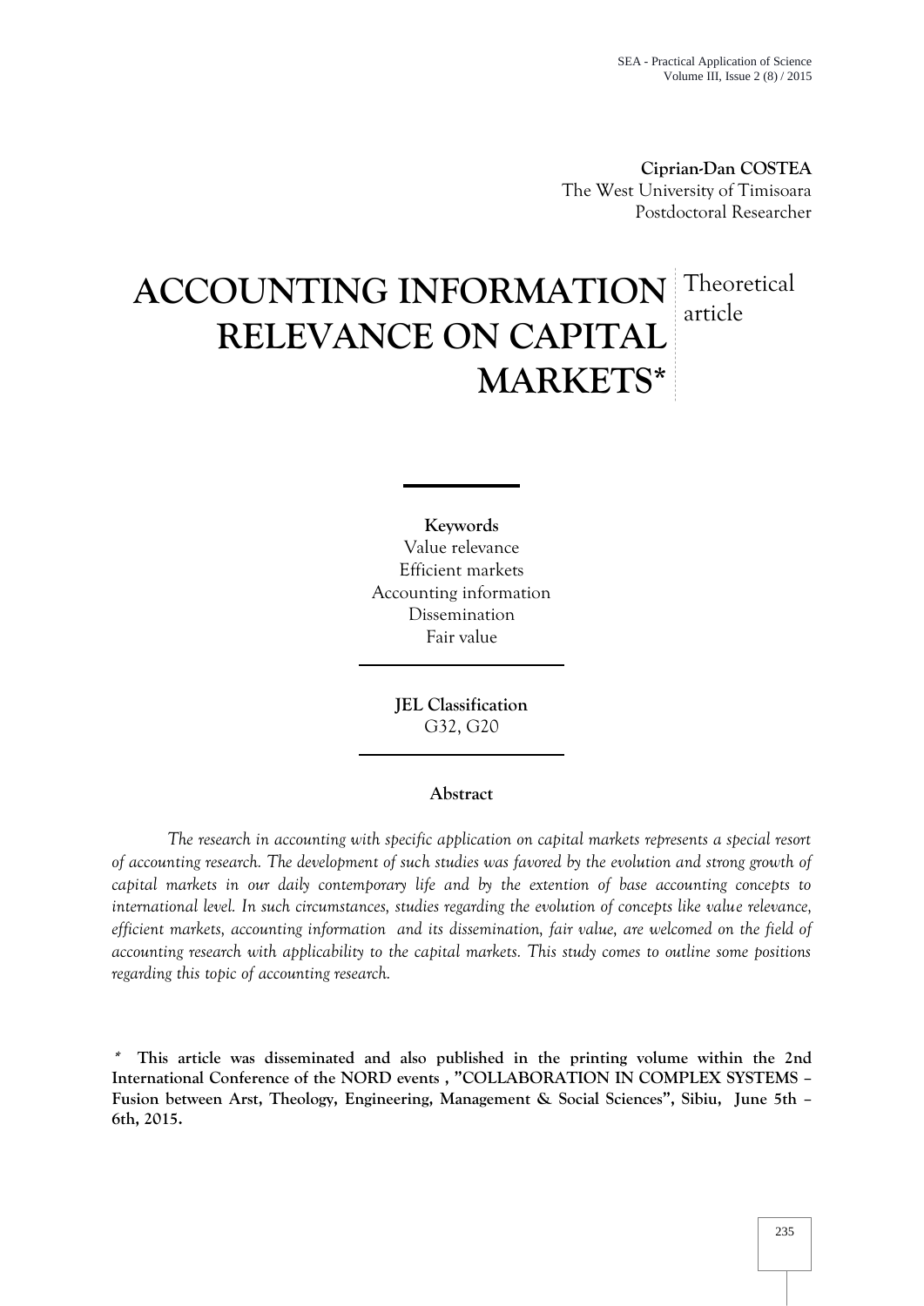**Ciprian-Dan COSTEA**
The West University of Timisoara
Postdoctoral Researcher

# ACCOUNTING INFORMATION RELEVANCE ON CAPITAL MARKETS*

Theoretical article

**Keywords**
Value relevance
Efficient markets
Accounting information
Dissemination
Fair value

**JEL Classification**
G32, G20

## Abstract

*The research in accounting with specific application on capital markets represents a special resort of accounting research. The development of such studies was favored by the evolution and strong growth of capital markets in our daily contemporary life and by the extention of base accounting concepts to international level. In such circumstances, studies regarding the evolution of concepts like value relevance, efficient markets, accounting information and its dissemination, fair value, are welcomed on the field of accounting research with applicability to the capital markets. This study comes to outline some positions regarding this topic of accounting research.*

**\* This article was disseminated and also published in the printing volume within the 2nd International Conference of the NORD events , "COLLABORATION IN COMPLEX SYSTEMS – Fusion between Arst, Theology, Engineering, Management & Social Sciences", Sibiu, June 5th – 6th, 2015.**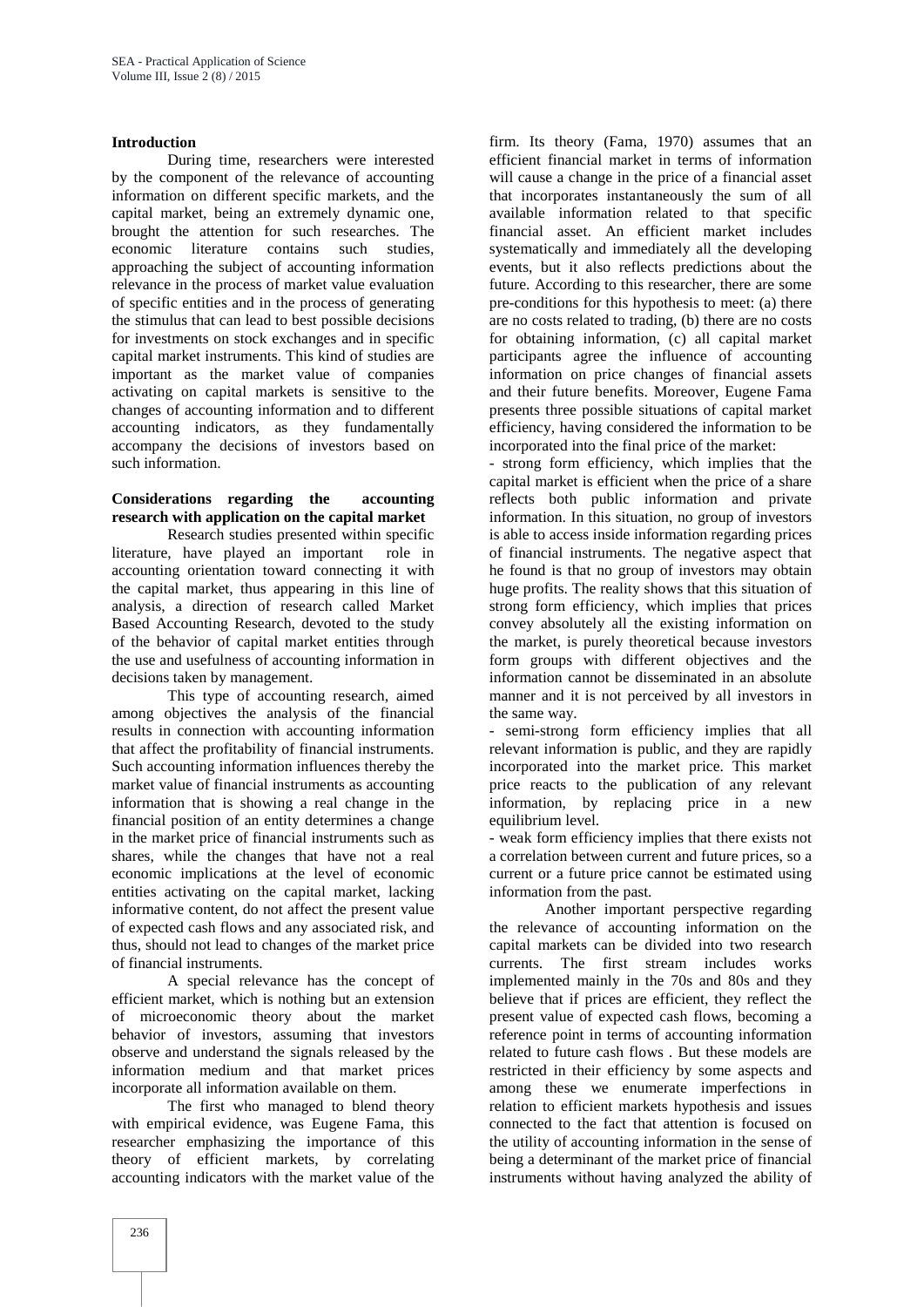## Introduction

During time, researchers were interested by the component of the relevance of accounting information on different specific markets, and the capital market, being an extremely dynamic one, brought the attention for such researches. The economic literature contains such studies, approaching the subject of accounting information relevance in the process of market value evaluation of specific entities and in the process of generating the stimulus that can lead to best possible decisions for investments on stock exchanges and in specific capital market instruments. This kind of studies are important as the market value of companies activating on capital markets is sensitive to the changes of accounting information and to different accounting indicators, as they fundamentally accompany the decisions of investors based on such information.

## Considerations regarding the accounting research with application on the capital market

Research studies presented within specific literature, have played an important role in accounting orientation toward connecting it with the capital market, thus appearing in this line of analysis, a direction of research called Market Based Accounting Research, devoted to the study of the behavior of capital market entities through the use and usefulness of accounting information in decisions taken by management.

This type of accounting research, aimed among objectives the analysis of the financial results in connection with accounting information that affect the profitability of financial instruments. Such accounting information influences thereby the market value of financial instruments as accounting information that is showing a real change in the financial position of an entity determines a change in the market price of financial instruments such as shares, while the changes that have not a real economic implications at the level of economic entities activating on the capital market, lacking informative content, do not affect the present value of expected cash flows and any associated risk, and thus, should not lead to changes of the market price of financial instruments.

A special relevance has the concept of efficient market, which is nothing but an extension of microeconomic theory about the market behavior of investors, assuming that investors observe and understand the signals released by the information medium and that market prices incorporate all information available on them.

The first who managed to blend theory with empirical evidence, was Eugene Fama, this researcher emphasizing the importance of this theory of efficient markets, by correlating accounting indicators with the market value of the firm. Its theory (Fama, 1970) assumes that an efficient financial market in terms of information will cause a change in the price of a financial asset that incorporates instantaneously the sum of all available information related to that specific financial asset. An efficient market includes systematically and immediately all the developing events, but it also reflects predictions about the future. According to this researcher, there are some pre-conditions for this hypothesis to meet: (a) there are no costs related to trading, (b) there are no costs for obtaining information, (c) all capital market participants agree the influence of accounting information on price changes of financial assets and their future benefits. Moreover, Eugene Fama presents three possible situations of capital market efficiency, having considered the information to be incorporated into the final price of the market:

- strong form efficiency, which implies that the capital market is efficient when the price of a share reflects both public information and private information. In this situation, no group of investors is able to access inside information regarding prices of financial instruments. The negative aspect that he found is that no group of investors may obtain huge profits. The reality shows that this situation of strong form efficiency, which implies that prices convey absolutely all the existing information on the market, is purely theoretical because investors form groups with different objectives and the information cannot be disseminated in an absolute manner and it is not perceived by all investors in the same way.
- semi-strong form efficiency implies that all relevant information is public, and they are rapidly incorporated into the market price. This market price reacts to the publication of any relevant information, by replacing price in a new equilibrium level.
- weak form efficiency implies that there exists not a correlation between current and future prices, so a current or a future price cannot be estimated using information from the past.

Another important perspective regarding the relevance of accounting information on the capital markets can be divided into two research currents. The first stream includes works implemented mainly in the 70s and 80s and they believe that if prices are efficient, they reflect the present value of expected cash flows, becoming a reference point in terms of accounting information related to future cash flows . But these models are restricted in their efficiency by some aspects and among these we enumerate imperfections in relation to efficient markets hypothesis and issues connected to the fact that attention is focused on the utility of accounting information in the sense of being a determinant of the market price of financial instruments without having analyzed the ability of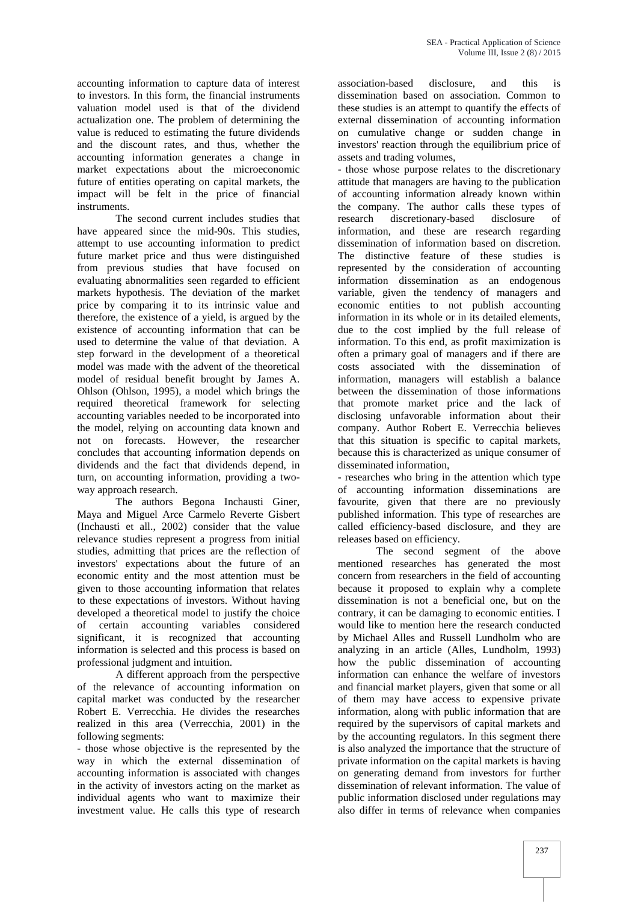accounting information to capture data of interest to investors. In this form, the financial instruments valuation model used is that of the dividend actualization one. The problem of determining the value is reduced to estimating the future dividends and the discount rates, and thus, whether the accounting information generates a change in market expectations about the microeconomic future of entities operating on capital markets, the impact will be felt in the price of financial instruments.

The second current includes studies that have appeared since the mid-90s. This studies, attempt to use accounting information to predict future market price and thus were distinguished from previous studies that have focused on evaluating abnormalities seen regarded to efficient markets hypothesis. The deviation of the market price by comparing it to its intrinsic value and therefore, the existence of a yield, is argued by the existence of accounting information that can be used to determine the value of that deviation. A step forward in the development of a theoretical model was made with the advent of the theoretical model of residual benefit brought by James A. Ohlson (Ohlson, 1995), a model which brings the required theoretical framework for selecting accounting variables needed to be incorporated into the model, relying on accounting data known and not on forecasts. However, the researcher concludes that accounting information depends on dividends and the fact that dividends depend, in turn, on accounting information, providing a two-way approach research.

The authors Begona Inchausti Giner, Maya and Miguel Arce Carmelo Reverte Gisbert (Inchausti et all., 2002) consider that the value relevance studies represent a progress from initial studies, admitting that prices are the reflection of investors' expectations about the future of an economic entity and the most attention must be given to those accounting information that relates to these expectations of investors. Without having developed a theoretical model to justify the choice of certain accounting variables considered significant, it is recognized that accounting information is selected and this process is based on professional judgment and intuition.

A different approach from the perspective of the relevance of accounting information on capital market was conducted by the researcher Robert E. Verrecchia. He divides the researches realized in this area (Verrecchia, 2001) in the following segments:

- those whose objective is the represented by the way in which the external dissemination of accounting information is associated with changes in the activity of investors acting on the market as individual agents who want to maximize their investment value. He calls this type of research association-based disclosure, and this is dissemination based on association. Common to these studies is an attempt to quantify the effects of external dissemination of accounting information on cumulative change or sudden change in investors' reaction through the equilibrium price of assets and trading volumes,
- those whose purpose relates to the discretionary attitude that managers are having to the publication of accounting information already known within the company. The author calls these types of research discretionary-based disclosure of information, and these are research regarding dissemination of information based on discretion. The distinctive feature of these studies is represented by the consideration of accounting information dissemination as an endogenous variable, given the tendency of managers and economic entities to not publish accounting information in its whole or in its detailed elements, due to the cost implied by the full release of information. To this end, as profit maximization is often a primary goal of managers and if there are costs associated with the dissemination of information, managers will establish a balance between the dissemination of those informations that promote market price and the lack of disclosing unfavorable information about their company. Author Robert E. Verrecchia believes that this situation is specific to capital markets, because this is characterized as unique consumer of disseminated information,
- researches who bring in the attention which type of accounting information disseminations are favourite, given that there are no previously published information. This type of researches are called efficiency-based disclosure, and they are releases based on efficiency.

The second segment of the above mentioned researches has generated the most concern from researchers in the field of accounting because it proposed to explain why a complete dissemination is not a beneficial one, but on the contrary, it can be damaging to economic entities. I would like to mention here the research conducted by Michael Alles and Russell Lundholm who are analyzing in an article (Alles, Lundholm, 1993) how the public dissemination of accounting information can enhance the welfare of investors and financial market players, given that some or all of them may have access to expensive private information, along with public information that are required by the supervisors of capital markets and by the accounting regulators. In this segment there is also analyzed the importance that the structure of private information on the capital markets is having on generating demand from investors for further dissemination of relevant information. The value of public information disclosed under regulations may also differ in terms of relevance when companies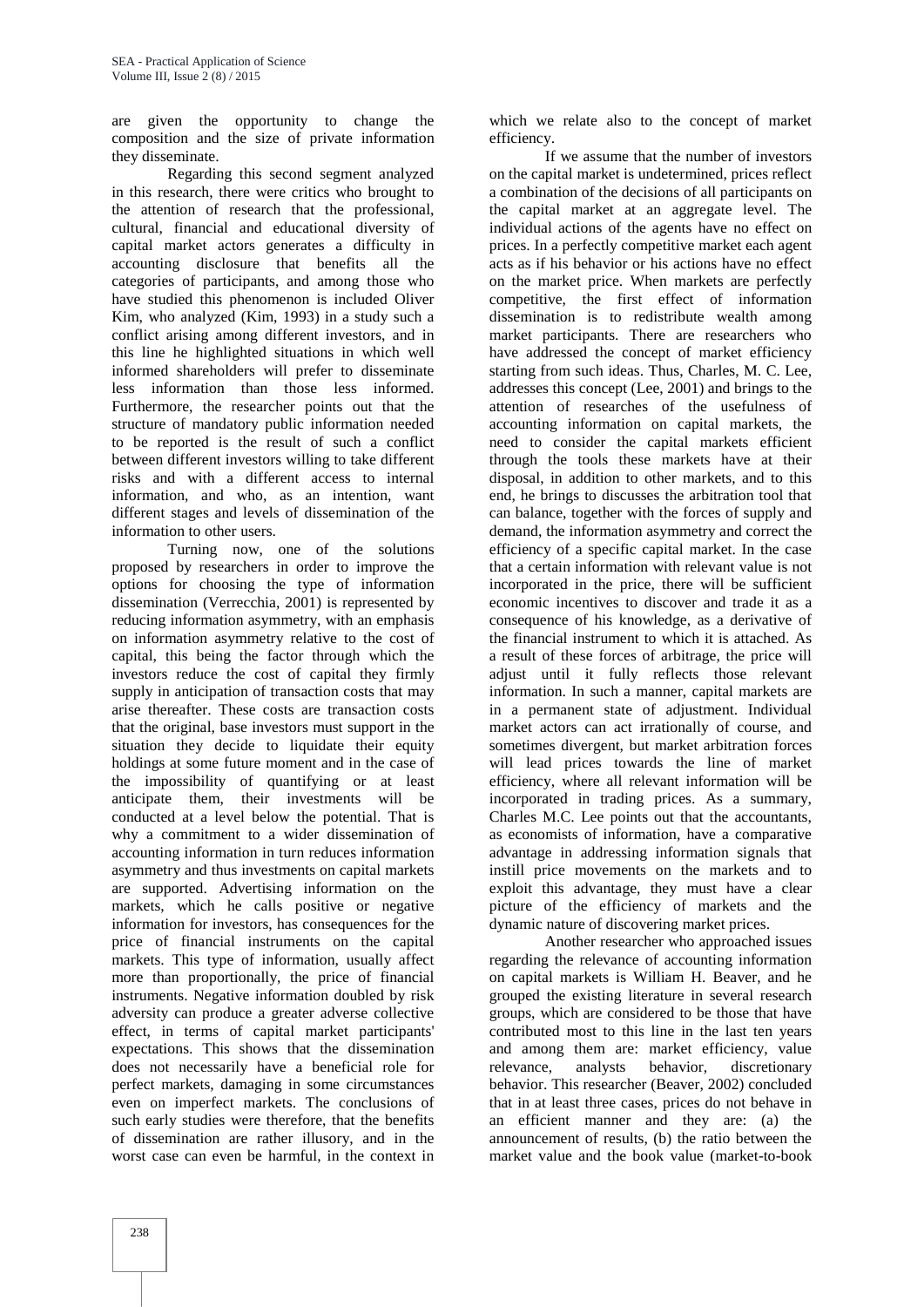are given the opportunity to change the composition and the size of private information they disseminate.

Regarding this second segment analyzed in this research, there were critics who brought to the attention of research that the professional, cultural, financial and educational diversity of capital market actors generates a difficulty in accounting disclosure that benefits all the categories of participants, and among those who have studied this phenomenon is included Oliver Kim, who analyzed (Kim, 1993) in a study such a conflict arising among different investors, and in this line he highlighted situations in which well informed shareholders will prefer to disseminate less information than those less informed. Furthermore, the researcher points out that the structure of mandatory public information needed to be reported is the result of such a conflict between different investors willing to take different risks and with a different access to internal information, and who, as an intention, want different stages and levels of dissemination of the information to other users.

Turning now, one of the solutions proposed by researchers in order to improve the options for choosing the type of information dissemination (Verrecchia, 2001) is represented by reducing information asymmetry, with an emphasis on information asymmetry relative to the cost of capital, this being the factor through which the investors reduce the cost of capital they firmly supply in anticipation of transaction costs that may arise thereafter. These costs are transaction costs that the original, base investors must support in the situation they decide to liquidate their equity holdings at some future moment and in the case of the impossibility of quantifying or at least anticipate them, their investments will be conducted at a level below the potential. That is why a commitment to a wider dissemination of accounting information in turn reduces information asymmetry and thus investments on capital markets are supported. Advertising information on the markets, which he calls positive or negative information for investors, has consequences for the price of financial instruments on the capital markets. This type of information, usually affect more than proportionally, the price of financial instruments. Negative information doubled by risk adversity can produce a greater adverse collective effect, in terms of capital market participants' expectations. This shows that the dissemination does not necessarily have a beneficial role for perfect markets, damaging in some circumstances even on imperfect markets. The conclusions of such early studies were therefore, that the benefits of dissemination are rather illusory, and in the worst case can even be harmful, in the context in which we relate also to the concept of market efficiency.

If we assume that the number of investors on the capital market is undetermined, prices reflect a combination of the decisions of all participants on the capital market at an aggregate level. The individual actions of the agents have no effect on prices. In a perfectly competitive market each agent acts as if his behavior or his actions have no effect on the market price. When markets are perfectly competitive, the first effect of information dissemination is to redistribute wealth among market participants. There are researchers who have addressed the concept of market efficiency starting from such ideas. Thus, Charles, M. C. Lee, addresses this concept (Lee, 2001) and brings to the attention of researches of the usefulness of accounting information on capital markets, the need to consider the capital markets efficient through the tools these markets have at their disposal, in addition to other markets, and to this end, he brings to discusses the arbitration tool that can balance, together with the forces of supply and demand, the information asymmetry and correct the efficiency of a specific capital market. In the case that a certain information with relevant value is not incorporated in the price, there will be sufficient economic incentives to discover and trade it as a consequence of his knowledge, as a derivative of the financial instrument to which it is attached. As a result of these forces of arbitrage, the price will adjust until it fully reflects those relevant information. In such a manner, capital markets are in a permanent state of adjustment. Individual market actors can act irrationally of course, and sometimes divergent, but market arbitration forces will lead prices towards the line of market efficiency, where all relevant information will be incorporated in trading prices. As a summary, Charles M.C. Lee points out that the accountants, as economists of information, have a comparative advantage in addressing information signals that instill price movements on the markets and to exploit this advantage, they must have a clear picture of the efficiency of markets and the dynamic nature of discovering market prices.

Another researcher who approached issues regarding the relevance of accounting information on capital markets is William H. Beaver, and he grouped the existing literature in several research groups, which are considered to be those that have contributed most to this line in the last ten years and among them are: market efficiency, value relevance, analysts behavior, discretionary behavior. This researcher (Beaver, 2002) concluded that in at least three cases, prices do not behave in an efficient manner and they are: (a) the announcement of results, (b) the ratio between the market value and the book value (market-to-book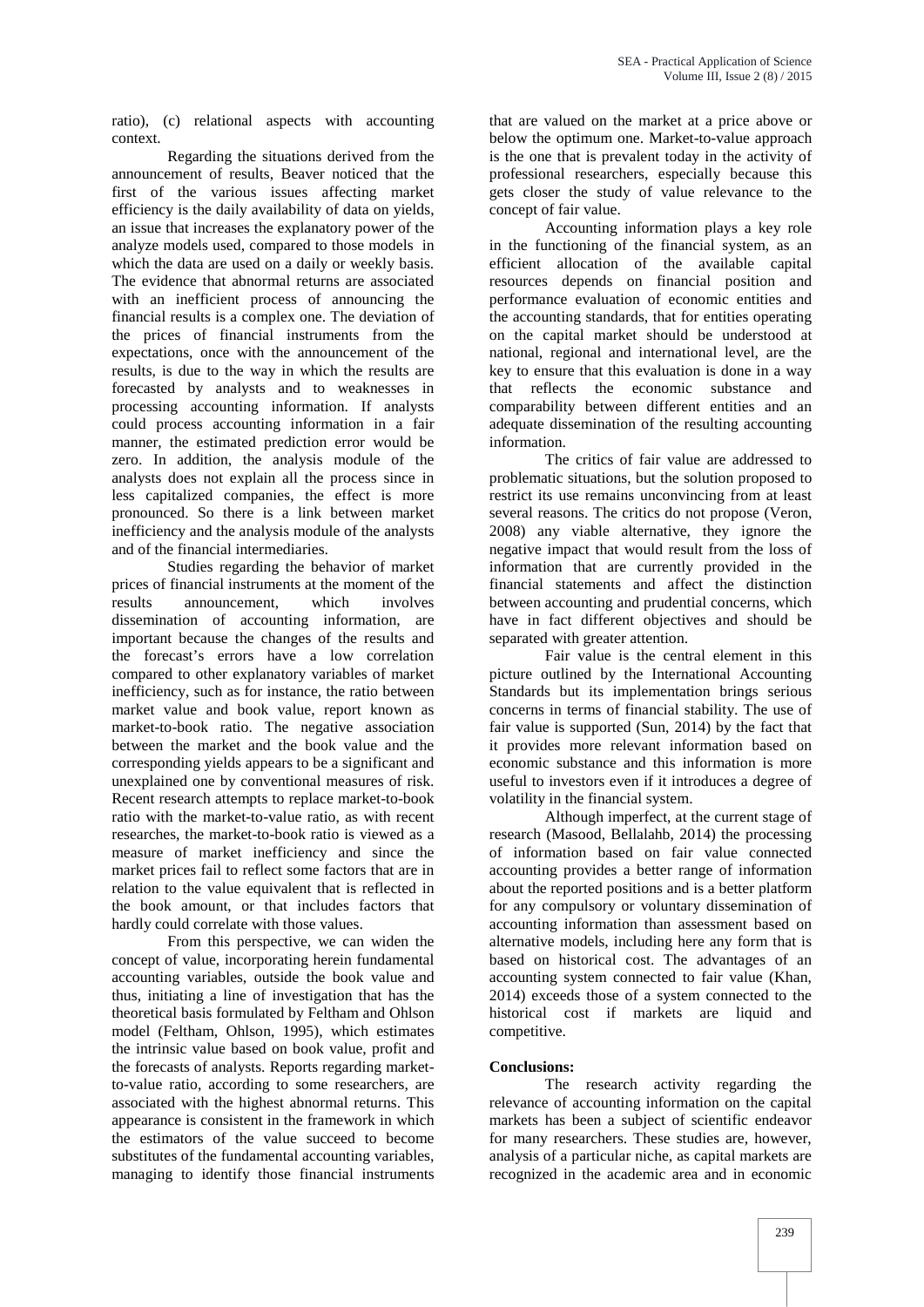ratio), (c) relational aspects with accounting context.

Regarding the situations derived from the announcement of results, Beaver noticed that the first of the various issues affecting market efficiency is the daily availability of data on yields, an issue that increases the explanatory power of the analyze models used, compared to those models in which the data are used on a daily or weekly basis. The evidence that abnormal returns are associated with an inefficient process of announcing the financial results is a complex one. The deviation of the prices of financial instruments from the expectations, once with the announcement of the results, is due to the way in which the results are forecasted by analysts and to weaknesses in processing accounting information. If analysts could process accounting information in a fair manner, the estimated prediction error would be zero. In addition, the analysis module of the analysts does not explain all the process since in less capitalized companies, the effect is more pronounced. So there is a link between market inefficiency and the analysis module of the analysts and of the financial intermediaries.

Studies regarding the behavior of market prices of financial instruments at the moment of the results announcement, which involves dissemination of accounting information, are important because the changes of the results and the forecast's errors have a low correlation compared to other explanatory variables of market inefficiency, such as for instance, the ratio between market value and book value, report known as market-to-book ratio. The negative association between the market and the book value and the corresponding yields appears to be a significant and unexplained one by conventional measures of risk. Recent research attempts to replace market-to-book ratio with the market-to-value ratio, as with recent researches, the market-to-book ratio is viewed as a measure of market inefficiency and since the market prices fail to reflect some factors that are in relation to the value equivalent that is reflected in the book amount, or that includes factors that hardly could correlate with those values.

From this perspective, we can widen the concept of value, incorporating herein fundamental accounting variables, outside the book value and thus, initiating a line of investigation that has the theoretical basis formulated by Feltham and Ohlson model (Feltham, Ohlson, 1995), which estimates the intrinsic value based on book value, profit and the forecasts of analysts. Reports regarding market-to-value ratio, according to some researchers, are associated with the highest abnormal returns. This appearance is consistent in the framework in which the estimators of the value succeed to become substitutes of the fundamental accounting variables, managing to identify those financial instruments that are valued on the market at a price above or below the optimum one. Market-to-value approach is the one that is prevalent today in the activity of professional researchers, especially because this gets closer the study of value relevance to the concept of fair value.

Accounting information plays a key role in the functioning of the financial system, as an efficient allocation of the available capital resources depends on financial position and performance evaluation of economic entities and the accounting standards, that for entities operating on the capital market should be understood at national, regional and international level, are the key to ensure that this evaluation is done in a way that reflects the economic substance and comparability between different entities and an adequate dissemination of the resulting accounting information.

The critics of fair value are addressed to problematic situations, but the solution proposed to restrict its use remains unconvincing from at least several reasons. The critics do not propose (Veron, 2008) any viable alternative, they ignore the negative impact that would result from the loss of information that are currently provided in the financial statements and affect the distinction between accounting and prudential concerns, which have in fact different objectives and should be separated with greater attention.

Fair value is the central element in this picture outlined by the International Accounting Standards but its implementation brings serious concerns in terms of financial stability. The use of fair value is supported (Sun, 2014) by the fact that it provides more relevant information based on economic substance and this information is more useful to investors even if it introduces a degree of volatility in the financial system.

Although imperfect, at the current stage of research (Masood, Bellalahb, 2014) the processing of information based on fair value connected accounting provides a better range of information about the reported positions and is a better platform for any compulsory or voluntary dissemination of accounting information than assessment based on alternative models, including here any form that is based on historical cost. The advantages of an accounting system connected to fair value (Khan, 2014) exceeds those of a system connected to the historical cost if markets are liquid and competitive.

## Conclusions:

The research activity regarding the relevance of accounting information on the capital markets has been a subject of scientific endeavor for many researchers. These studies are, however, analysis of a particular niche, as capital markets are recognized in the academic area and in economic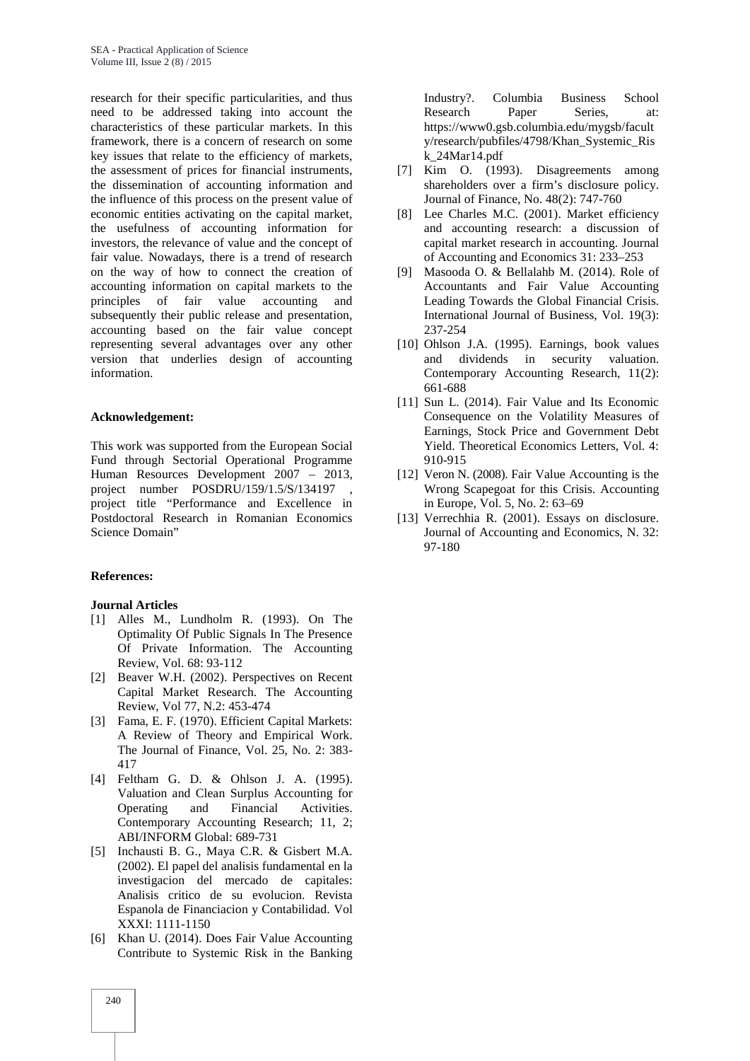research for their specific particularities, and thus need to be addressed taking into account the characteristics of these particular markets. In this framework, there is a concern of research on some key issues that relate to the efficiency of markets, the assessment of prices for financial instruments, the dissemination of accounting information and the influence of this process on the present value of economic entities activating on the capital market, the usefulness of accounting information for investors, the relevance of value and the concept of fair value. Nowadays, there is a trend of research on the way of how to connect the creation of accounting information on capital markets to the principles of fair value accounting and subsequently their public release and presentation, accounting based on the fair value concept representing several advantages over any other version that underlies design of accounting information.

**Acknowledgement:**

This work was supported from the European Social Fund through Sectorial Operational Programme Human Resources Development 2007 – 2013, project number POSDRU/159/1.5/S/134197 , project title "Performance and Excellence in Postdoctoral Research in Romanian Economics Science Domain"

**References:**

**Journal Articles**

[1] Alles M., Lundholm R. (1993). On The Optimality Of Public Signals In The Presence Of Private Information. The Accounting Review, Vol. 68: 93-112

[2] Beaver W.H. (2002). Perspectives on Recent Capital Market Research. The Accounting Review, Vol 77, N.2: 453-474

[3] Fama, E. F. (1970). Efficient Capital Markets: A Review of Theory and Empirical Work. The Journal of Finance, Vol. 25, No. 2: 383-417

[4] Feltham G. D. & Ohlson J. A. (1995). Valuation and Clean Surplus Accounting for Operating and Financial Activities. Contemporary Accounting Research; 11, 2; ABI/INFORM Global: 689-731

[5] Inchausti B. G., Maya C.R. & Gisbert M.A. (2002). El papel del analisis fundamental en la investigacion del mercado de capitales: Analisis critico de su evolucion. Revista Espanola de Financiacion y Contabilidad. Vol XXXI: 1111-1150

[6] Khan U. (2014). Does Fair Value Accounting Contribute to Systemic Risk in the Banking Industry?. Columbia Business School Research Paper Series, at: https://www0.gsb.columbia.edu/mygsb/faculty/research/pubfiles/4798/Khan_Systemic_Risk_24Mar14.pdf

[7] Kim O. (1993). Disagreements among shareholders over a firm's disclosure policy. Journal of Finance, No. 48(2): 747-760

[8] Lee Charles M.C. (2001). Market efficiency and accounting research: a discussion of capital market research in accounting. Journal of Accounting and Economics 31: 233–253

[9] Masooda O. & Bellalahb M. (2014). Role of Accountants and Fair Value Accounting Leading Towards the Global Financial Crisis. International Journal of Business, Vol. 19(3): 237-254

[10] Ohlson J.A. (1995). Earnings, book values and dividends in security valuation. Contemporary Accounting Research, 11(2): 661-688

[11] Sun L. (2014). Fair Value and Its Economic Consequence on the Volatility Measures of Earnings, Stock Price and Government Debt Yield. Theoretical Economics Letters, Vol. 4: 910-915

[12] Veron N. (2008). Fair Value Accounting is the Wrong Scapegoat for this Crisis. Accounting in Europe, Vol. 5, No. 2: 63–69

[13] Verrechhia R. (2001). Essays on disclosure. Journal of Accounting and Economics, N. 32: 97-180